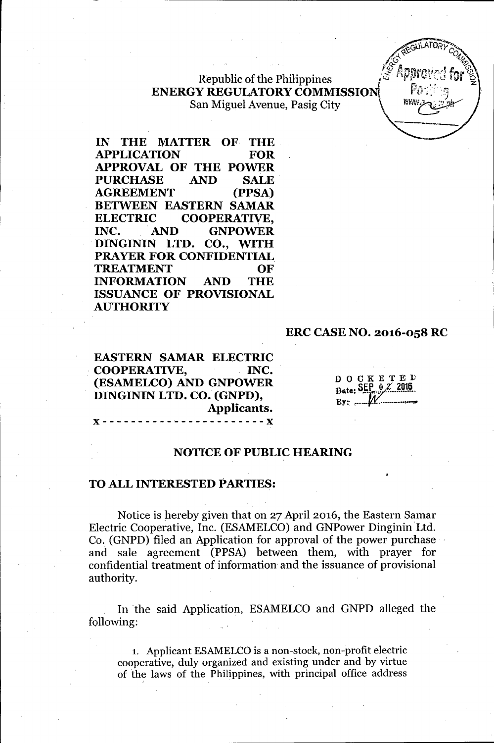Republic of the Philippines
**ENERGY REGULATORY COMMISSION**
San Miguel Avenue, Pasig City

**IN THE MATTER OF THE APPLICATION FOR APPROVAL OF THE POWER PURCHASE AND SALE AGREEMENT (PPSA) BETWEEN EASTERN SAMAR ELECTRIC COOPERATIVE, INC. AND GNPOWER DINGININ LTD. CO., WITH PRAYER FOR CONFIDENTIAL TREATMENT OF INFORMATION AND THE ISSUANCE OF PROVISIONAL AUTHORITY**

**ERC CASE NO. 2016-058 RC**

**EASTERN SAMAR ELECTRIC COOPERATIVE, INC. (ESAMELCO) AND GNPOWER DINGININ LTD. CO. (GNPD),**
**Applicants.**
x - - - - - - - - - - - - - - - - - - - - - - x

DOCKETED
Date: SEP 02 2016
By: ____

## NOTICE OF PUBLIC HEARING

**TO ALL INTERESTED PARTIES:**

Notice is hereby given that on 27 April 2016, the Eastern Samar Electric Cooperative, Inc. (ESAMELCO) and GNPower Dinginin Ltd. Co. (GNPD) filed an Application for approval of the power purchase and sale agreement (PPSA) between them, with prayer for confidential treatment of information and the issuance of provisional authority.

In the said Application, ESAMELCO and GNPD alleged the following:

1. Applicant ESAMELCO is a non-stock, non-profit electric cooperative, duly organized and existing under and by virtue of the laws of the Philippines, with principal office address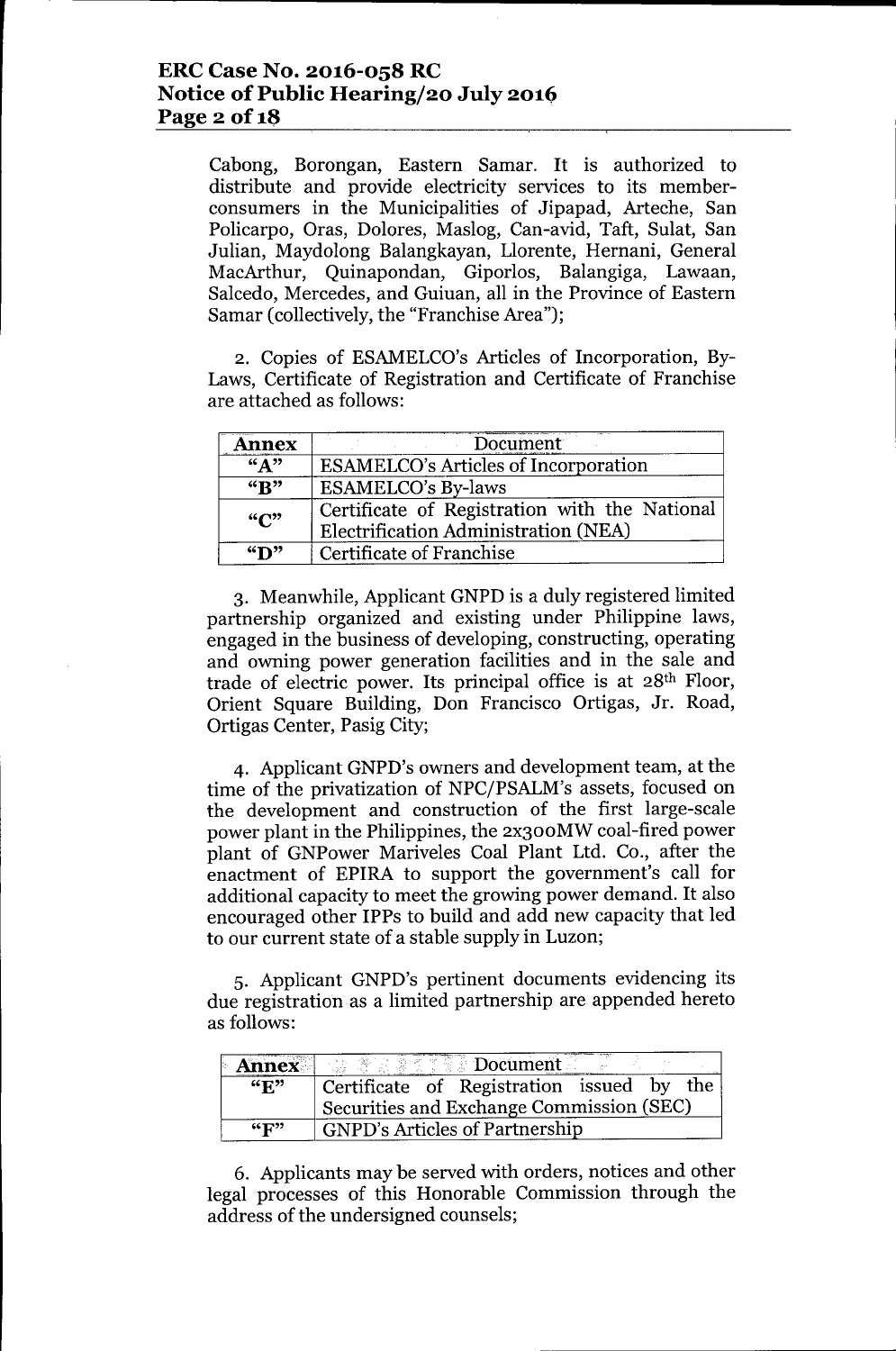Cabong, Borongan, Eastern Samar. It is authorized to distribute and provide electricity services to its member-consumers in the Municipalities of Jipapad, Arteche, San Policarpo, Oras, Dolores, Maslog, Can-avid, Taft, Sulat, San Julian, Maydolong Balangkayan, Llorente, Hernani, General MacArthur, Quinapondan, Giporlos, Balangiga, Lawaan, Salcedo, Mercedes, and Guiuan, all in the Province of Eastern Samar (collectively, the "Franchise Area");

2. Copies of ESAMELCO's Articles of Incorporation, By-Laws, Certificate of Registration and Certificate of Franchise are attached as follows:

| Annex | Document |
|---|---|
| "A" | ESAMELCO's Articles of Incorporation |
| "B" | ESAMELCO's By-laws |
| "C" | Certificate of Registration with the National Electrification Administration (NEA) |
| "D" | Certificate of Franchise |

3. Meanwhile, Applicant GNPD is a duly registered limited partnership organized and existing under Philippine laws, engaged in the business of developing, constructing, operating and owning power generation facilities and in the sale and trade of electric power. Its principal office is at 28th Floor, Orient Square Building, Don Francisco Ortigas, Jr. Road, Ortigas Center, Pasig City;

4. Applicant GNPD's owners and development team, at the time of the privatization of NPC/PSALM's assets, focused on the development and construction of the first large-scale power plant in the Philippines, the 2x300MW coal-fired power plant of GNPower Mariveles Coal Plant Ltd. Co., after the enactment of EPIRA to support the government's call for additional capacity to meet the growing power demand. It also encouraged other IPPs to build and add new capacity that led to our current state of a stable supply in Luzon;

5. Applicant GNPD's pertinent documents evidencing its due registration as a limited partnership are appended hereto as follows:

| Annex | Document |
|---|---|
| "E" | Certificate of Registration issued by the Securities and Exchange Commission (SEC) |
| "F" | GNPD's Articles of Partnership |

6. Applicants may be served with orders, notices and other legal processes of this Honorable Commission through the address of the undersigned counsels;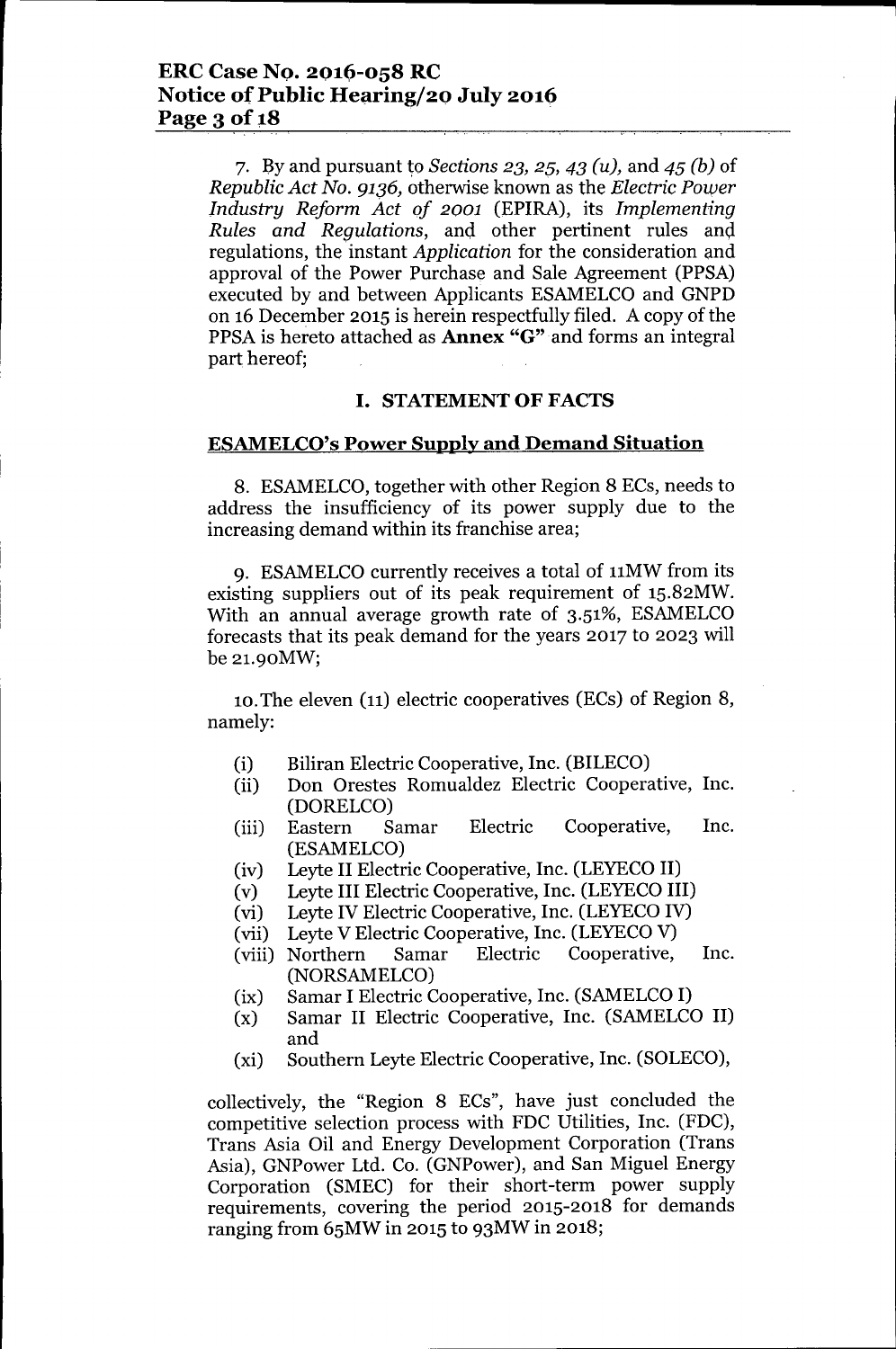7. By and pursuant to *Sections 23, 25, 43 (u),* and *45 (b)* of *Republic Act No. 9136,* otherwise known as the *Electric Power Industry Reform Act of 2001* (EPIRA), its *Implementing Rules and Regulations*, and other pertinent rules and regulations, the instant *Application* for the consideration and approval of the Power Purchase and Sale Agreement (PPSA) executed by and between Applicants ESAMELCO and GNPD on 16 December 2015 is herein respectfully filed. A copy of the PPSA is hereto attached as **Annex "G"** and forms an integral part hereof;

## I. STATEMENT OF FACTS

**ESAMELCO's Power Supply and Demand Situation**

8. ESAMELCO, together with other Region 8 ECs, needs to address the insufficiency of its power supply due to the increasing demand within its franchise area;

9. ESAMELCO currently receives a total of 11MW from its existing suppliers out of its peak requirement of 15.82MW. With an annual average growth rate of 3.51%, ESAMELCO forecasts that its peak demand for the years 2017 to 2023 will be 21.90MW;

10. The eleven (11) electric cooperatives (ECs) of Region 8, namely:

- (i) Biliran Electric Cooperative, Inc. (BILECO)
- (ii) Don Orestes Romualdez Electric Cooperative, Inc. (DORELCO)
- (iii) Eastern Samar Electric Cooperative, Inc. (ESAMELCO)
- (iv) Leyte II Electric Cooperative, Inc. (LEYECO II)
- (v) Leyte III Electric Cooperative, Inc. (LEYECO III)
- (vi) Leyte IV Electric Cooperative, Inc. (LEYECO IV)
- (vii) Leyte V Electric Cooperative, Inc. (LEYECO V)
- (viii) Northern Samar Electric Cooperative, Inc. (NORSAMELCO)
- (ix) Samar I Electric Cooperative, Inc. (SAMELCO I)
- (x) Samar II Electric Cooperative, Inc. (SAMELCO II) and
- (xi) Southern Leyte Electric Cooperative, Inc. (SOLECO),

collectively, the "Region 8 ECs", have just concluded the competitive selection process with FDC Utilities, Inc. (FDC), Trans Asia Oil and Energy Development Corporation (Trans Asia), GNPower Ltd. Co. (GNPower), and San Miguel Energy Corporation (SMEC) for their short-term power supply requirements, covering the period 2015-2018 for demands ranging from 65MW in 2015 to 93MW in 2018;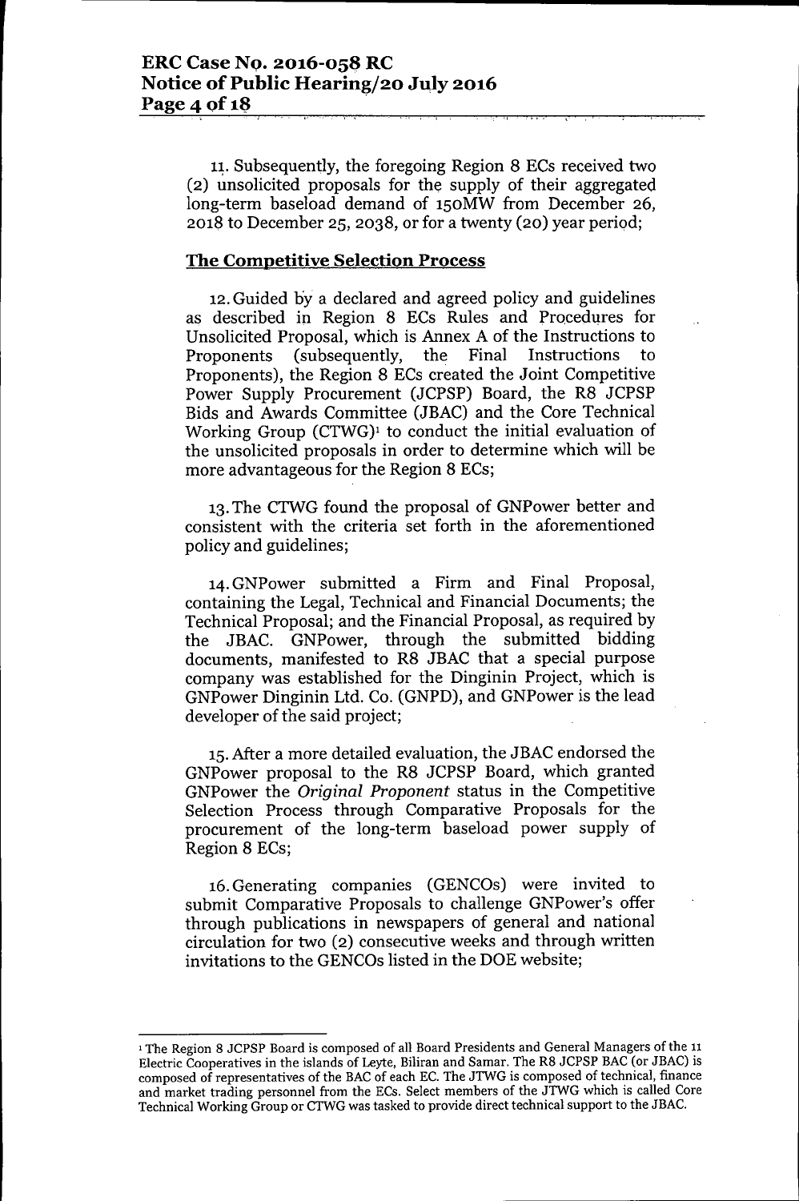11. Subsequently, the foregoing Region 8 ECs received two (2) unsolicited proposals for the supply of their aggregated long-term baseload demand of 150MW from December 26, 2018 to December 25, 2038, or for a twenty (20) year period;

## The Competitive Selection Process

12. Guided by a declared and agreed policy and guidelines as described in Region 8 ECs Rules and Procedures for Unsolicited Proposal, which is Annex A of the Instructions to Proponents (subsequently, the Final Instructions to Proponents), the Region 8 ECs created the Joint Competitive Power Supply Procurement (JCPSP) Board, the R8 JCPSP Bids and Awards Committee (JBAC) and the Core Technical Working Group (CTWG)[1] to conduct the initial evaluation of the unsolicited proposals in order to determine which will be more advantageous for the Region 8 ECs;

13. The CTWG found the proposal of GNPower better and consistent with the criteria set forth in the aforementioned policy and guidelines;

14. GNPower submitted a Firm and Final Proposal, containing the Legal, Technical and Financial Documents; the Technical Proposal; and the Financial Proposal, as required by the JBAC. GNPower, through the submitted bidding documents, manifested to R8 JBAC that a special purpose company was established for the Dinginin Project, which is GNPower Dinginin Ltd. Co. (GNPD), and GNPower is the lead developer of the said project;

15. After a more detailed evaluation, the JBAC endorsed the GNPower proposal to the R8 JCPSP Board, which granted GNPower the *Original Proponent* status in the Competitive Selection Process through Comparative Proposals for the procurement of the long-term baseload power supply of Region 8 ECs;

16. Generating companies (GENCOs) were invited to submit Comparative Proposals to challenge GNPower's offer through publications in newspapers of general and national circulation for two (2) consecutive weeks and through written invitations to the GENCOs listed in the DOE website;

---

[1] The Region 8 JCPSP Board is composed of all Board Presidents and General Managers of the 11 Electric Cooperatives in the islands of Leyte, Biliran and Samar. The R8 JCPSP BAC (or JBAC) is composed of representatives of the BAC of each EC. The JTWG is composed of technical, finance and market trading personnel from the ECs. Select members of the JTWG which is called Core Technical Working Group or CTWG was tasked to provide direct technical support to the JBAC.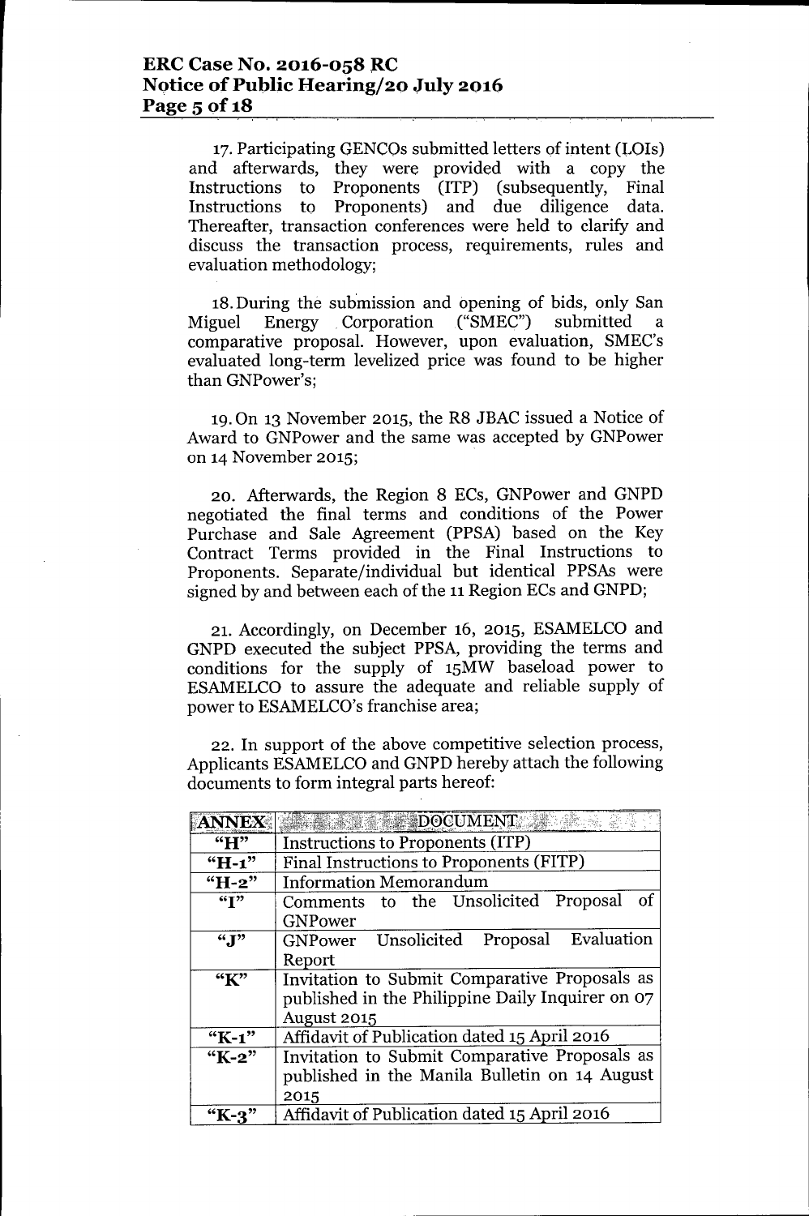17. Participating GENCOs submitted letters of intent (LOIs) and afterwards, they were provided with a copy the Instructions to Proponents (ITP) (subsequently, Final Instructions to Proponents) and due diligence data. Thereafter, transaction conferences were held to clarify and discuss the transaction process, requirements, rules and evaluation methodology;

18. During the submission and opening of bids, only San Miguel Energy Corporation ("SMEC") submitted a comparative proposal. However, upon evaluation, SMEC's evaluated long-term levelized price was found to be higher than GNPower's;

19. On 13 November 2015, the R8 JBAC issued a Notice of Award to GNPower and the same was accepted by GNPower on 14 November 2015;

20. Afterwards, the Region 8 ECs, GNPower and GNPD negotiated the final terms and conditions of the Power Purchase and Sale Agreement (PPSA) based on the Key Contract Terms provided in the Final Instructions to Proponents. Separate/individual but identical PPSAs were signed by and between each of the 11 Region ECs and GNPD;

21. Accordingly, on December 16, 2015, ESAMELCO and GNPD executed the subject PPSA, providing the terms and conditions for the supply of 15MW baseload power to ESAMELCO to assure the adequate and reliable supply of power to ESAMELCO's franchise area;

22. In support of the above competitive selection process, Applicants ESAMELCO and GNPD hereby attach the following documents to form integral parts hereof:

| ANNEX | DOCUMENT |
|---|---|
| "H" | Instructions to Proponents (ITP) |
| "H-1" | Final Instructions to Proponents (FITP) |
| "H-2" | Information Memorandum |
| "I" | Comments to the Unsolicited Proposal of GNPower |
| "J" | GNPower Unsolicited Proposal Evaluation Report |
| "K" | Invitation to Submit Comparative Proposals as published in the Philippine Daily Inquirer on 07 August 2015 |
| "K-1" | Affidavit of Publication dated 15 April 2016 |
| "K-2" | Invitation to Submit Comparative Proposals as published in the Manila Bulletin on 14 August 2015 |
| "K-3" | Affidavit of Publication dated 15 April 2016 |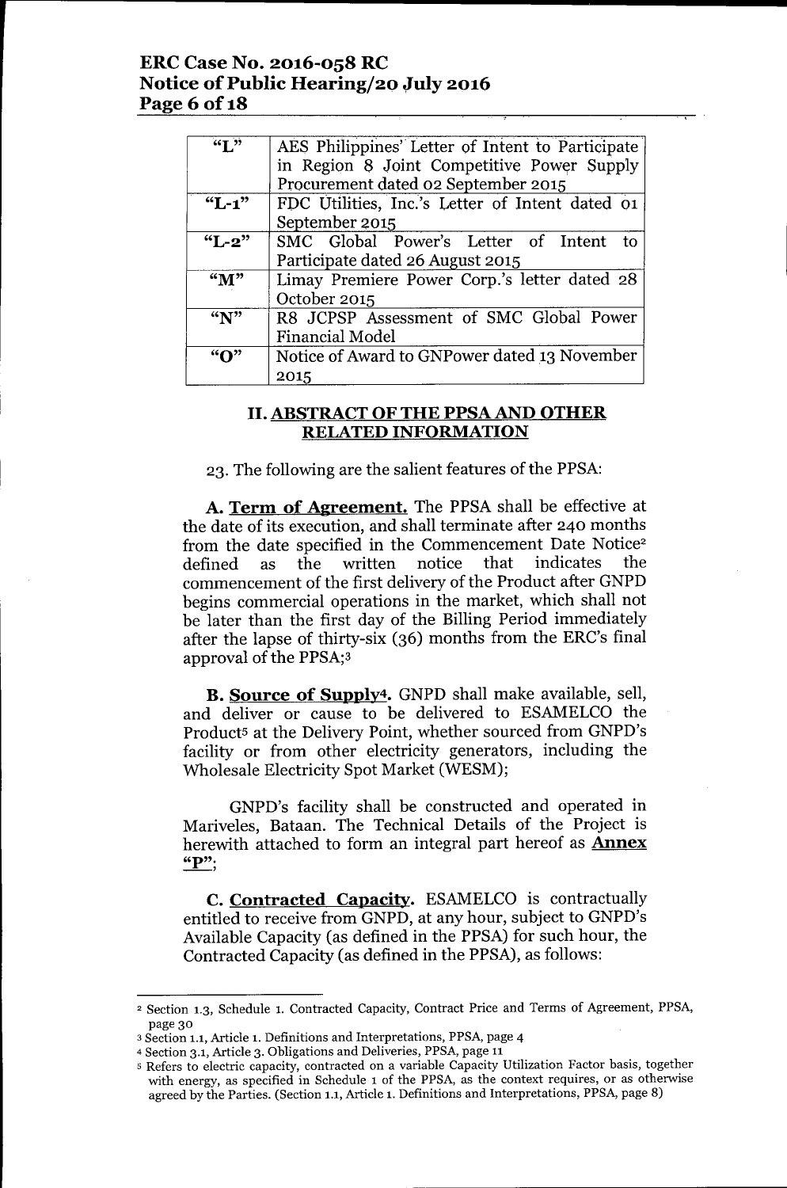| "L" | AES Philippines' Letter of Intent to Participate in Region 8 Joint Competitive Power Supply Procurement dated 02 September 2015 |
|---|---|
| "L-1" | FDC Utilities, Inc.'s Letter of Intent dated 01 September 2015 |
| "L-2" | SMC Global Power's Letter of Intent to Participate dated 26 August 2015 |
| "M" | Limay Premiere Power Corp.'s letter dated 28 October 2015 |
| "N" | R8 JCPSP Assessment of SMC Global Power Financial Model |
| "O" | Notice of Award to GNPower dated 13 November 2015 |

## II. ABSTRACT OF THE PPSA AND OTHER RELATED INFORMATION

23. The following are the salient features of the PPSA:

**A. Term of Agreement.** The PPSA shall be effective at the date of its execution, and shall terminate after 240 months from the date specified in the Commencement Date Notice[2] defined as the written notice that indicates the commencement of the first delivery of the Product after GNPD begins commercial operations in the market, which shall not be later than the first day of the Billing Period immediately after the lapse of thirty-six (36) months from the ERC's final approval of the PPSA;[3]

**B. Source of Supply[4].** GNPD shall make available, sell, and deliver or cause to be delivered to ESAMELCO the Product[5] at the Delivery Point, whether sourced from GNPD's facility or from other electricity generators, including the Wholesale Electricity Spot Market (WESM);

GNPD's facility shall be constructed and operated in Mariveles, Bataan. The Technical Details of the Project is herewith attached to form an integral part hereof as **Annex "P"**;

**C. Contracted Capacity.** ESAMELCO is contractually entitled to receive from GNPD, at any hour, subject to GNPD's Available Capacity (as defined in the PPSA) for such hour, the Contracted Capacity (as defined in the PPSA), as follows:

---

[2] Section 1.3, Schedule 1. Contracted Capacity, Contract Price and Terms of Agreement, PPSA, page 30

[3] Section 1.1, Article 1. Definitions and Interpretations, PPSA, page 4

[4] Section 3.1, Article 3. Obligations and Deliveries, PPSA, page 11

[5] Refers to electric capacity, contracted on a variable Capacity Utilization Factor basis, together with energy, as specified in Schedule 1 of the PPSA, as the context requires, or as otherwise agreed by the Parties. (Section 1.1, Article 1. Definitions and Interpretations, PPSA, page 8)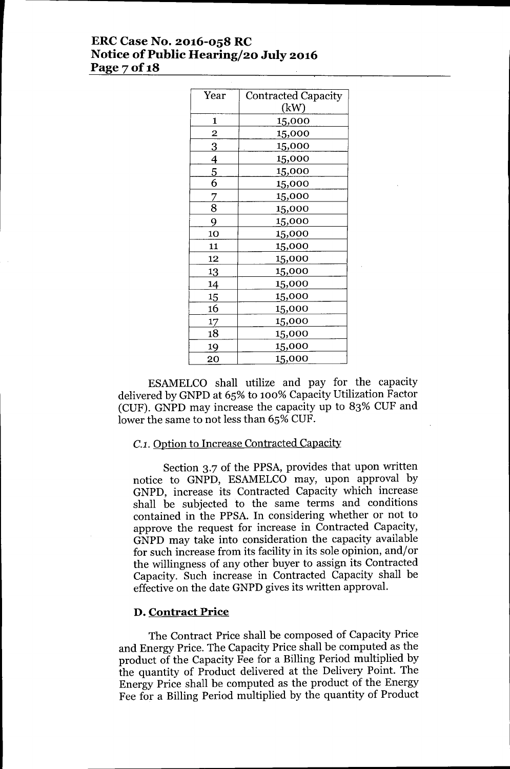| Year | Contracted Capacity (kW) |
|---|---|
| 1 | 15,000 |
| 2 | 15,000 |
| 3 | 15,000 |
| 4 | 15,000 |
| 5 | 15,000 |
| 6 | 15,000 |
| 7 | 15,000 |
| 8 | 15,000 |
| 9 | 15,000 |
| 10 | 15,000 |
| 11 | 15,000 |
| 12 | 15,000 |
| 13 | 15,000 |
| 14 | 15,000 |
| 15 | 15,000 |
| 16 | 15,000 |
| 17 | 15,000 |
| 18 | 15,000 |
| 19 | 15,000 |
| 20 | 15,000 |

ESAMELCO shall utilize and pay for the capacity delivered by GNPD at 65% to 100% Capacity Utilization Factor (CUF). GNPD may increase the capacity up to 83% CUF and lower the same to not less than 65% CUF.

*C.1.* Option to Increase Contracted Capacity

Section 3.7 of the PPSA, provides that upon written notice to GNPD, ESAMELCO may, upon approval by GNPD, increase its Contracted Capacity which increase shall be subjected to the same terms and conditions contained in the PPSA. In considering whether or not to approve the request for increase in Contracted Capacity, GNPD may take into consideration the capacity available for such increase from its facility in its sole opinion, and/or the willingness of any other buyer to assign its Contracted Capacity. Such increase in Contracted Capacity shall be effective on the date GNPD gives its written approval.

**D. Contract Price**

The Contract Price shall be composed of Capacity Price and Energy Price. The Capacity Price shall be computed as the product of the Capacity Fee for a Billing Period multiplied by the quantity of Product delivered at the Delivery Point. The Energy Price shall be computed as the product of the Energy Fee for a Billing Period multiplied by the quantity of Product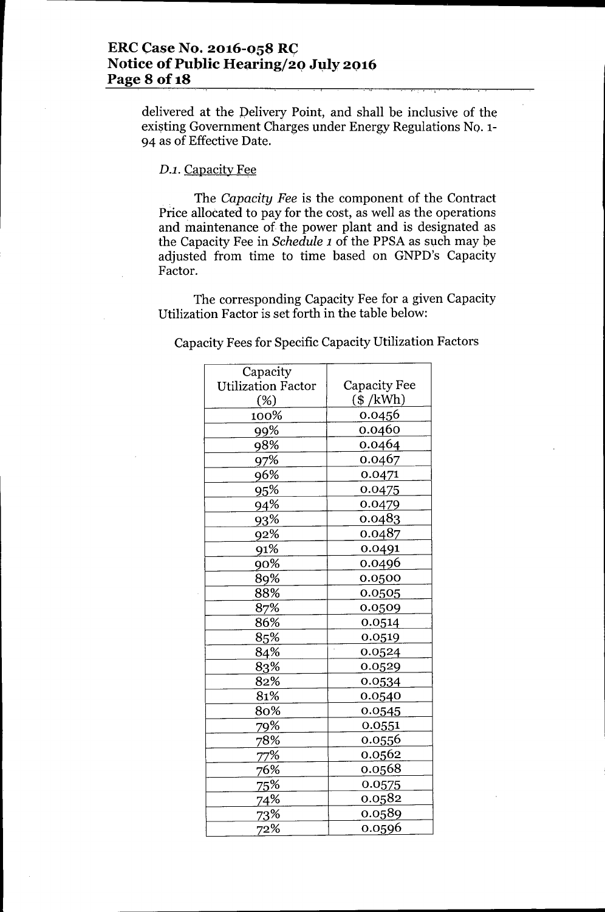delivered at the Delivery Point, and shall be inclusive of the existing Government Charges under Energy Regulations No. 1-94 as of Effective Date.

*D.1.* Capacity Fee

The *Capacity Fee* is the component of the Contract Price allocated to pay for the cost, as well as the operations and maintenance of the power plant and is designated as the Capacity Fee in *Schedule 1* of the PPSA as such may be adjusted from time to time based on GNPD's Capacity Factor.

The corresponding Capacity Fee for a given Capacity Utilization Factor is set forth in the table below:

Capacity Fees for Specific Capacity Utilization Factors

| Capacity Utilization Factor (%) | Capacity Fee ($ /kWh) |
|---|---|
| 100% | 0.0456 |
| 99% | 0.0460 |
| 98% | 0.0464 |
| 97% | 0.0467 |
| 96% | 0.0471 |
| 95% | 0.0475 |
| 94% | 0.0479 |
| 93% | 0.0483 |
| 92% | 0.0487 |
| 91% | 0.0491 |
| 90% | 0.0496 |
| 89% | 0.0500 |
| 88% | 0.0505 |
| 87% | 0.0509 |
| 86% | 0.0514 |
| 85% | 0.0519 |
| 84% | 0.0524 |
| 83% | 0.0529 |
| 82% | 0.0534 |
| 81% | 0.0540 |
| 80% | 0.0545 |
| 79% | 0.0551 |
| 78% | 0.0556 |
| 77% | 0.0562 |
| 76% | 0.0568 |
| 75% | 0.0575 |
| 74% | 0.0582 |
| 73% | 0.0589 |
| 72% | 0.0596 |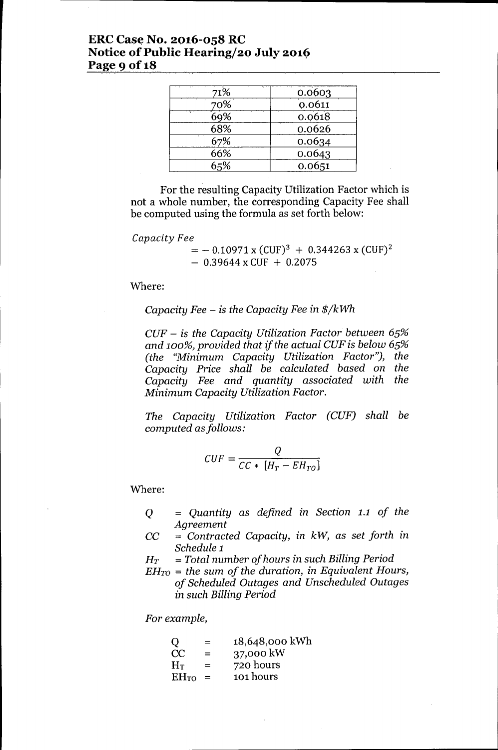| 71% | 0.0603 |
|---|---|
| 70% | 0.0611 |
| 69% | 0.0618 |
| 68% | 0.0626 |
| 67% | 0.0634 |
| 66% | 0.0643 |
| 65% | 0.0651 |

For the resulting Capacity Utilization Factor which is not a whole number, the corresponding Capacity Fee shall be computed using the formula as set forth below:

$$Capacity\ Fee = -0.10971 \times (\mathrm{CUF})^3 + 0.344263 \times (\mathrm{CUF})^2 - 0.39644 \times \mathrm{CUF} + 0.2075$$

Where:

*Capacity Fee – is the Capacity Fee in $/kWh*

*CUF – is the Capacity Utilization Factor between 65% and 100%, provided that if the actual CUF is below 65% (the "Minimum Capacity Utilization Factor"), the Capacity Price shall be calculated based on the Capacity Fee and quantity associated with the Minimum Capacity Utilization Factor.*

*The Capacity Utilization Factor (CUF) shall be computed as follows:*

$$CUF = \frac{Q}{CC * [H_T - EH_{TO}]}$$

Where:

- $Q$ = *Quantity as defined in Section 1.1 of the Agreement*
- $CC$ = *Contracted Capacity, in kW, as set forth in Schedule 1*
- $H_T$ = *Total number of hours in such Billing Period*
- $EH_{TO}$ = *the sum of the duration, in Equivalent Hours, of Scheduled Outages and Unscheduled Outages in such Billing Period*

*For example,*

| | | |
|---|---|---|
| Q | = | 18,648,000 kWh |
| CC | = | 37,000 kW |
| $H_T$ | = | 720 hours |
| $EH_{TO}$ | = | 101 hours |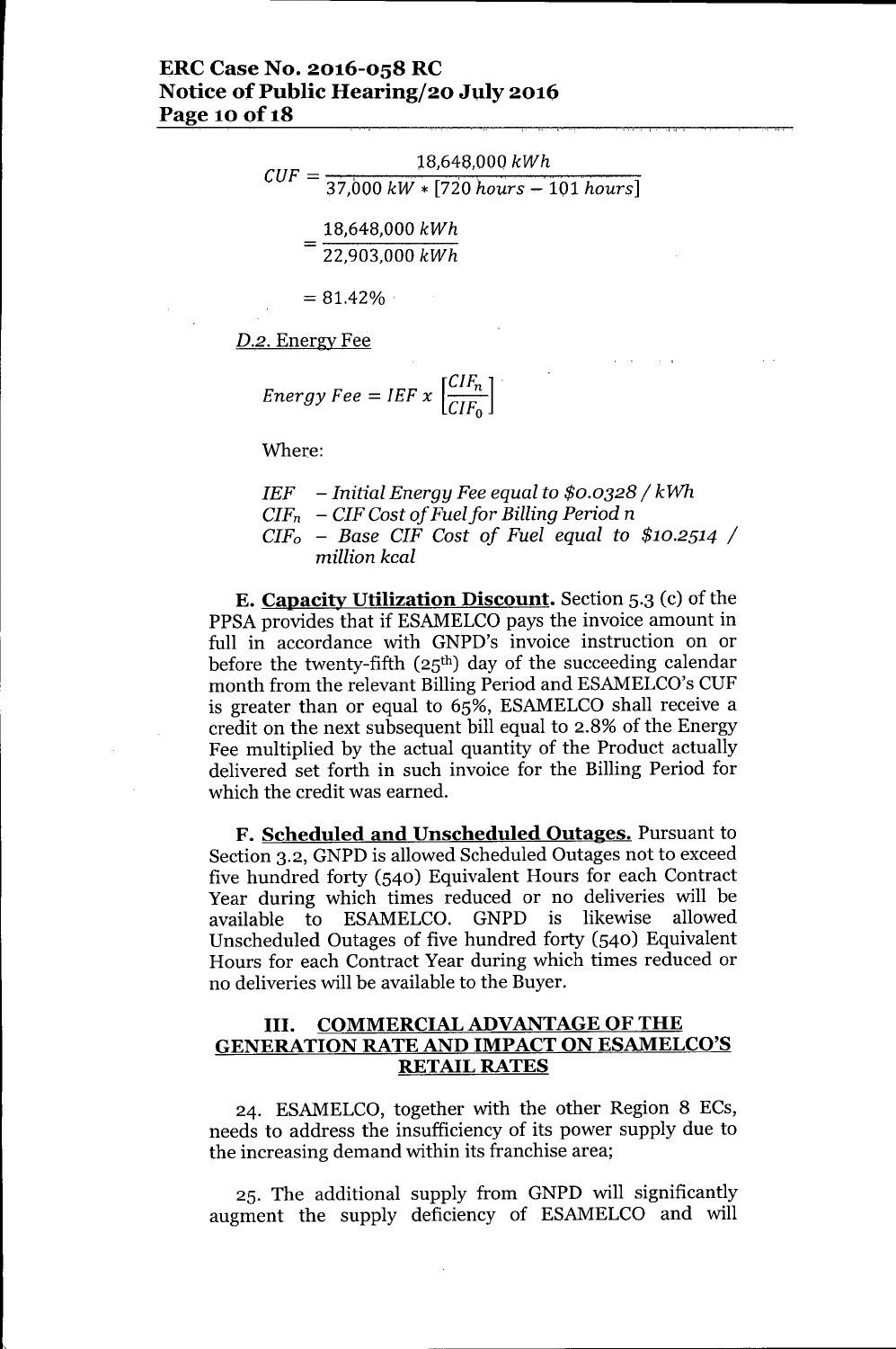$$CUF = \frac{18{,}648{,}000\ kWh}{37{,}000\ kW * [720\ hours - 101\ hours]}$$

$$= \frac{18{,}648{,}000\ kWh}{22{,}903{,}000\ kWh}$$

$$= 81.42\%$$

D.2. Energy Fee

$$Energy\ Fee = IEF\ x\ \left[\frac{CIF_n}{CIF_0}\right]$$

Where:

*IEF – Initial Energy Fee equal to $0.0328 / kWh*
$CIF_n$ *– CIF Cost of Fuel for Billing Period n*
$CIF_o$ *– Base CIF Cost of Fuel equal to $10.2514 / million kcal*

**E. Capacity Utilization Discount.** Section 5.3 (c) of the PPSA provides that if ESAMELCO pays the invoice amount in full in accordance with GNPD's invoice instruction on or before the twenty-fifth (25th) day of the succeeding calendar month from the relevant Billing Period and ESAMELCO's CUF is greater than or equal to 65%, ESAMELCO shall receive a credit on the next subsequent bill equal to 2.8% of the Energy Fee multiplied by the actual quantity of the Product actually delivered set forth in such invoice for the Billing Period for which the credit was earned.

**F. Scheduled and Unscheduled Outages.** Pursuant to Section 3.2, GNPD is allowed Scheduled Outages not to exceed five hundred forty (540) Equivalent Hours for each Contract Year during which times reduced or no deliveries will be available to ESAMELCO. GNPD is likewise allowed Unscheduled Outages of five hundred forty (540) Equivalent Hours for each Contract Year during which times reduced or no deliveries will be available to the Buyer.

## III. COMMERCIAL ADVANTAGE OF THE GENERATION RATE AND IMPACT ON ESAMELCO'S RETAIL RATES

24. ESAMELCO, together with the other Region 8 ECs, needs to address the insufficiency of its power supply due to the increasing demand within its franchise area;

25. The additional supply from GNPD will significantly augment the supply deficiency of ESAMELCO and will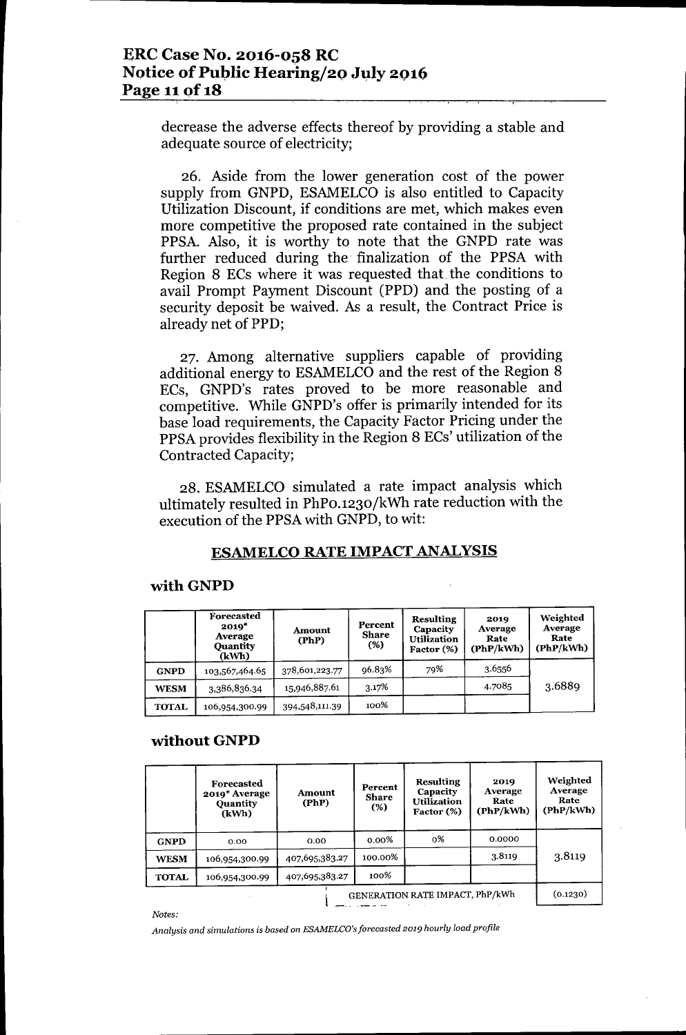decrease the adverse effects thereof by providing a stable and adequate source of electricity;

26. Aside from the lower generation cost of the power supply from GNPD, ESAMELCO is also entitled to Capacity Utilization Discount, if conditions are met, which makes even more competitive the proposed rate contained in the subject PPSA. Also, it is worthy to note that the GNPD rate was further reduced during the finalization of the PPSA with Region 8 ECs where it was requested that the conditions to avail Prompt Payment Discount (PPD) and the posting of a security deposit be waived. As a result, the Contract Price is already net of PPD;

27. Among alternative suppliers capable of providing additional energy to ESAMELCO and the rest of the Region 8 ECs, GNPD's rates proved to be more reasonable and competitive. While GNPD's offer is primarily intended for its base load requirements, the Capacity Factor Pricing under the PPSA provides flexibility in the Region 8 ECs' utilization of the Contracted Capacity;

28. ESAMELCO simulated a rate impact analysis which ultimately resulted in PhP0.1230/kWh rate reduction with the execution of the PPSA with GNPD, to wit:

## ESAMELCO RATE IMPACT ANALYSIS

### with GNPD

| | Forecasted 2019* Average Quantity (kWh) | Amount (PhP) | Percent Share (%) | Resulting Capacity Utilization Factor (%) | 2019 Average Rate (PhP/kWh) | Weighted Average Rate (PhP/kWh) |
|---|---|---|---|---|---|---|
| **GNPD** | 103,567,464.65 | 378,601,223.77 | 96.83% | 79% | 3.6556 | 3.6889 |
| **WESM** | 3,386,836.34 | 15,946,887.61 | 3.17% | | 4.7085 | |
| **TOTAL** | 106,954,300.99 | 394,548,111.39 | 100% | | | |

### without GNPD

| | Forecasted 2019* Average Quantity (kWh) | Amount (PhP) | Percent Share (%) | Resulting Capacity Utilization Factor (%) | 2019 Average Rate (PhP/kWh) | Weighted Average Rate (PhP/kWh) |
|---|---|---|---|---|---|---|
| **GNPD** | 0.00 | 0.00 | 0.00% | 0% | 0.0000 | 3.8119 |
| **WESM** | 106,954,300.99 | 407,695,383.27 | 100.00% | | 3.8119 | |
| **TOTAL** | 106,954,300.99 | 407,695,383.27 | 100% | | | |
| | | | GENERATION RATE IMPACT, PhP/kWh | | | (0.1230) |

*Notes:*

*Analysis and simulations is based on ESAMELCO's forecasted 2019 hourly load profile*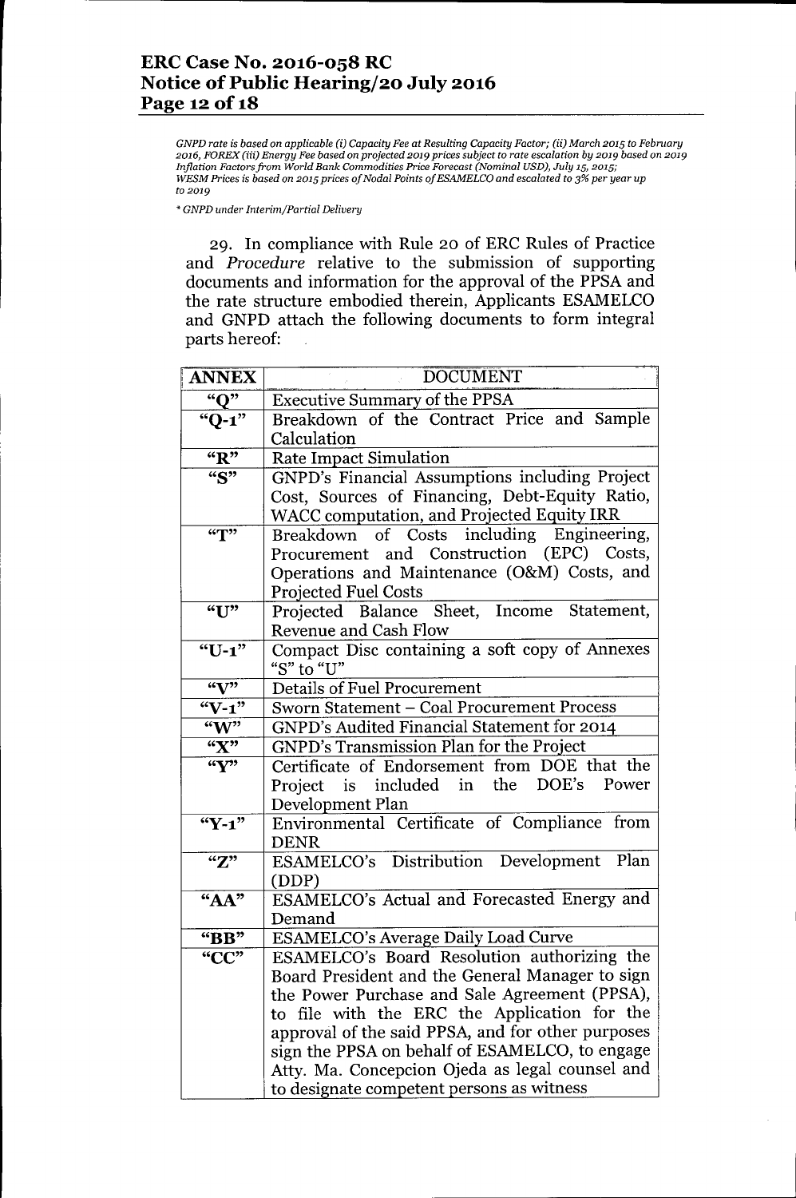*GNPD rate is based on applicable (i) Capacity Fee at Resulting Capacity Factor; (ii) March 2015 to February 2016, FOREX (iii) Energy Fee based on projected 2019 prices subject to rate escalation by 2019 based on 2019 Inflation Factors from World Bank Commodities Price Forecast (Nominal USD), July 15, 2015; WESM Prices is based on 2015 prices of Nodal Points of ESAMELCO and escalated to 3% per year up to 2019*

* *GNPD under Interim/Partial Delivery*

29. In compliance with Rule 20 of ERC Rules of Practice and *Procedure* relative to the submission of supporting documents and information for the approval of the PPSA and the rate structure embodied therein, Applicants ESAMELCO and GNPD attach the following documents to form integral parts hereof:

| ANNEX | DOCUMENT |
|---|---|
| "Q" | Executive Summary of the PPSA |
| "Q-1" | Breakdown of the Contract Price and Sample Calculation |
| "R" | Rate Impact Simulation |
| "S" | GNPD's Financial Assumptions including Project Cost, Sources of Financing, Debt-Equity Ratio, WACC computation, and Projected Equity IRR |
| "T" | Breakdown of Costs including Engineering, Procurement and Construction (EPC) Costs, Operations and Maintenance (O&M) Costs, and Projected Fuel Costs |
| "U" | Projected Balance Sheet, Income Statement, Revenue and Cash Flow |
| "U-1" | Compact Disc containing a soft copy of Annexes "S" to "U" |
| "V" | Details of Fuel Procurement |
| "V-1" | Sworn Statement – Coal Procurement Process |
| "W" | GNPD's Audited Financial Statement for 2014 |
| "X" | GNPD's Transmission Plan for the Project |
| "Y" | Certificate of Endorsement from DOE that the Project is included in the DOE's Power Development Plan |
| "Y-1" | Environmental Certificate of Compliance from DENR |
| "Z" | ESAMELCO's Distribution Development Plan (DDP) |
| "AA" | ESAMELCO's Actual and Forecasted Energy and Demand |
| "BB" | ESAMELCO's Average Daily Load Curve |
| "CC" | ESAMELCO's Board Resolution authorizing the Board President and the General Manager to sign the Power Purchase and Sale Agreement (PPSA), to file with the ERC the Application for the approval of the said PPSA, and for other purposes sign the PPSA on behalf of ESAMELCO, to engage Atty. Ma. Concepcion Ojeda as legal counsel and to designate competent persons as witness |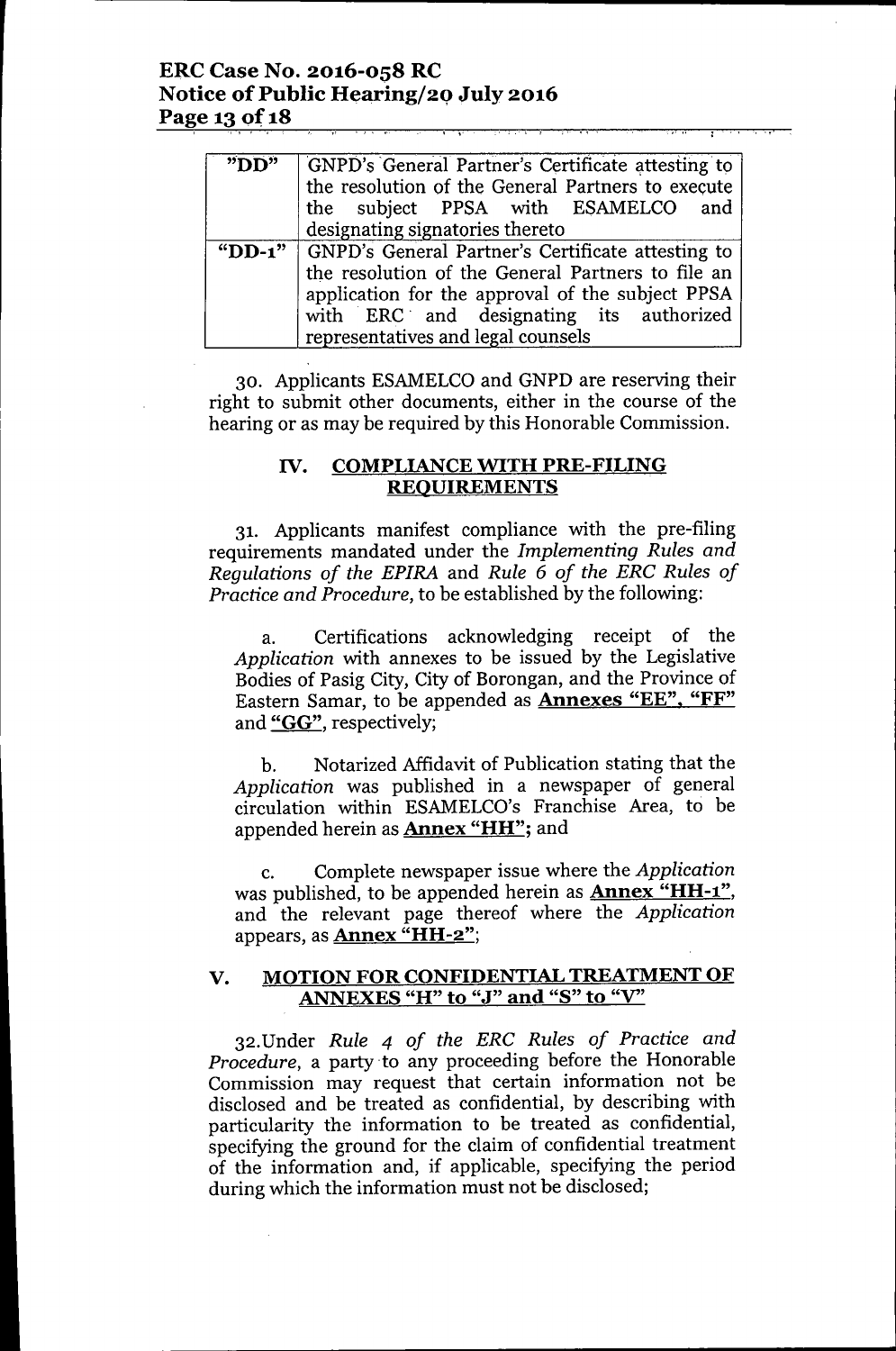| "DD" | GNPD's General Partner's Certificate attesting to the resolution of the General Partners to execute the subject PPSA with ESAMELCO and designating signatories thereto |
|---|---|
| "DD-1" | GNPD's General Partner's Certificate attesting to the resolution of the General Partners to file an application for the approval of the subject PPSA with ERC and designating its authorized representatives and legal counsels |

30. Applicants ESAMELCO and GNPD are reserving their right to submit other documents, either in the course of the hearing or as may be required by this Honorable Commission.

## IV. COMPLIANCE WITH PRE-FILING REQUIREMENTS

31. Applicants manifest compliance with the pre-filing requirements mandated under the *Implementing Rules and Regulations of the EPIRA* and *Rule 6 of the ERC Rules of Practice and Procedure*, to be established by the following:

a. Certifications acknowledging receipt of the *Application* with annexes to be issued by the Legislative Bodies of Pasig City, City of Borongan, and the Province of Eastern Samar, to be appended as **Annexes "EE", "FF"** and **"GG"**, respectively;

b. Notarized Affidavit of Publication stating that the *Application* was published in a newspaper of general circulation within ESAMELCO's Franchise Area, to be appended herein as **Annex "HH"**; and

c. Complete newspaper issue where the *Application* was published, to be appended herein as **Annex "HH-1"**, and the relevant page thereof where the *Application* appears, as **Annex "HH-2"**;

## V. MOTION FOR CONFIDENTIAL TREATMENT OF ANNEXES "H" to "J" and "S" to "V"

32.Under *Rule 4 of the ERC Rules of Practice and Procedure*, a party to any proceeding before the Honorable Commission may request that certain information not be disclosed and be treated as confidential, by describing with particularity the information to be treated as confidential, specifying the ground for the claim of confidential treatment of the information and, if applicable, specifying the period during which the information must not be disclosed;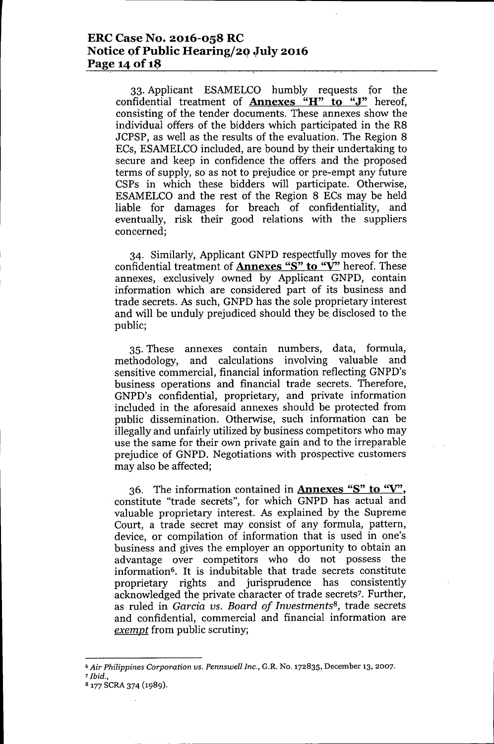33. Applicant ESAMELCO humbly requests for the confidential treatment of **Annexes "H" to "J"** hereof, consisting of the tender documents. These annexes show the individual offers of the bidders which participated in the R8 JCPSP, as well as the results of the evaluation. The Region 8 ECs, ESAMELCO included, are bound by their undertaking to secure and keep in confidence the offers and the proposed terms of supply, so as not to prejudice or pre-empt any future CSPs in which these bidders will participate. Otherwise, ESAMELCO and the rest of the Region 8 ECs may be held liable for damages for breach of confidentiality, and eventually, risk their good relations with the suppliers concerned;

34. Similarly, Applicant GNPD respectfully moves for the confidential treatment of **Annexes "S" to "V"** hereof. These annexes, exclusively owned by Applicant GNPD, contain information which are considered part of its business and trade secrets. As such, GNPD has the sole proprietary interest and will be unduly prejudiced should they be disclosed to the public;

35. These annexes contain numbers, data, formula, methodology, and calculations involving valuable and sensitive commercial, financial information reflecting GNPD's business operations and financial trade secrets. Therefore, GNPD's confidential, proprietary, and private information included in the aforesaid annexes should be protected from public dissemination. Otherwise, such information can be illegally and unfairly utilized by business competitors who may use the same for their own private gain and to the irreparable prejudice of GNPD. Negotiations with prospective customers may also be affected;

36. The information contained in **Annexes "S" to "V"**, constitute "trade secrets", for which GNPD has actual and valuable proprietary interest. As explained by the Supreme Court, a trade secret may consist of any formula, pattern, device, or compilation of information that is used in one's business and gives the employer an opportunity to obtain an advantage over competitors who do not possess the information[6]. It is indubitable that trade secrets constitute proprietary rights and jurisprudence has consistently acknowledged the private character of trade secrets[7]. Further, as ruled in *Garcia vs. Board of Investments*[8], trade secrets and confidential, commercial and financial information are *exempt* from public scrutiny;

---

[6] *Air Philippines Corporation vs. Pennswell Inc.*, G.R. No. 172835, December 13, 2007.

[7] *Ibid.*,

[8] 177 SCRA 374 (1989).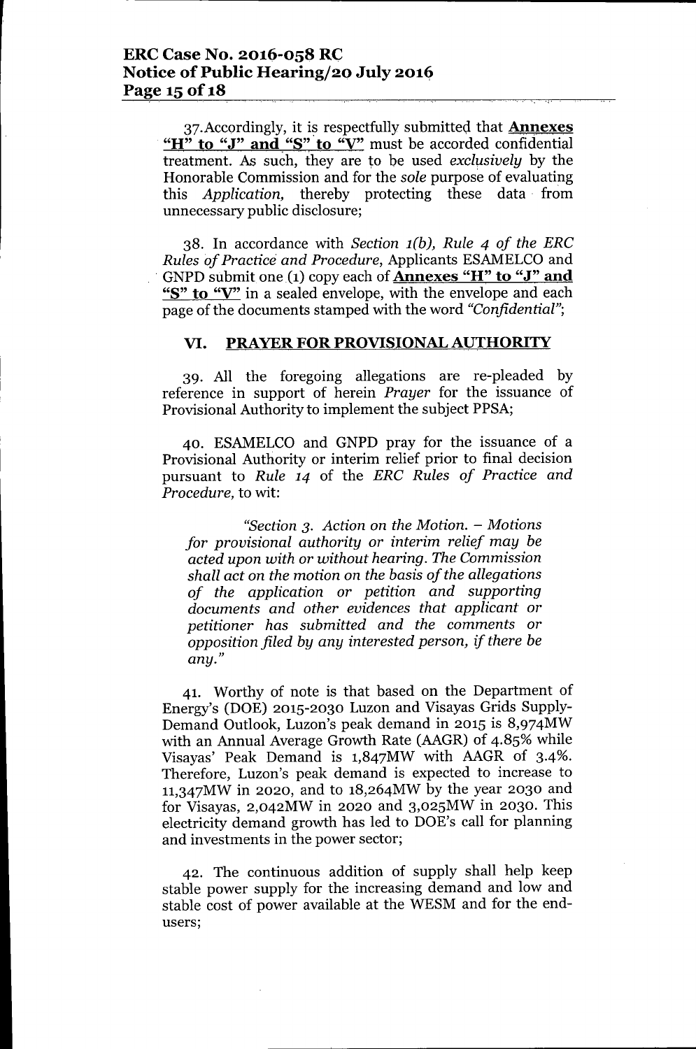37. Accordingly, it is respectfully submitted that **Annexes "H" to "J" and "S" to "V"** must be accorded confidential treatment. As such, they are to be used *exclusively* by the Honorable Commission and for the *sole* purpose of evaluating this *Application*, thereby protecting these data from unnecessary public disclosure;

38. In accordance with *Section 1(b), Rule 4 of the ERC Rules of Practice and Procedure*, Applicants ESAMELCO and GNPD submit one (1) copy each of **Annexes "H" to "J" and "S" to "V"** in a sealed envelope, with the envelope and each page of the documents stamped with the word *"Confidential"*;

## VI. PRAYER FOR PROVISIONAL AUTHORITY

39. All the foregoing allegations are re-pleaded by reference in support of herein *Prayer* for the issuance of Provisional Authority to implement the subject PPSA;

40. ESAMELCO and GNPD pray for the issuance of a Provisional Authority or interim relief prior to final decision pursuant to *Rule 14* of the *ERC Rules of Practice and Procedure*, to wit:

> *"Section 3. Action on the Motion. – Motions for provisional authority or interim relief may be acted upon with or without hearing. The Commission shall act on the motion on the basis of the allegations of the application or petition and supporting documents and other evidences that applicant or petitioner has submitted and the comments or opposition filed by any interested person, if there be any."*

41. Worthy of note is that based on the Department of Energy's (DOE) 2015-2030 Luzon and Visayas Grids Supply-Demand Outlook, Luzon's peak demand in 2015 is 8,974MW with an Annual Average Growth Rate (AAGR) of 4.85% while Visayas' Peak Demand is 1,847MW with AAGR of 3.4%. Therefore, Luzon's peak demand is expected to increase to 11,347MW in 2020, and to 18,264MW by the year 2030 and for Visayas, 2,042MW in 2020 and 3,025MW in 2030. This electricity demand growth has led to DOE's call for planning and investments in the power sector;

42. The continuous addition of supply shall help keep stable power supply for the increasing demand and low and stable cost of power available at the WESM and for the end-users;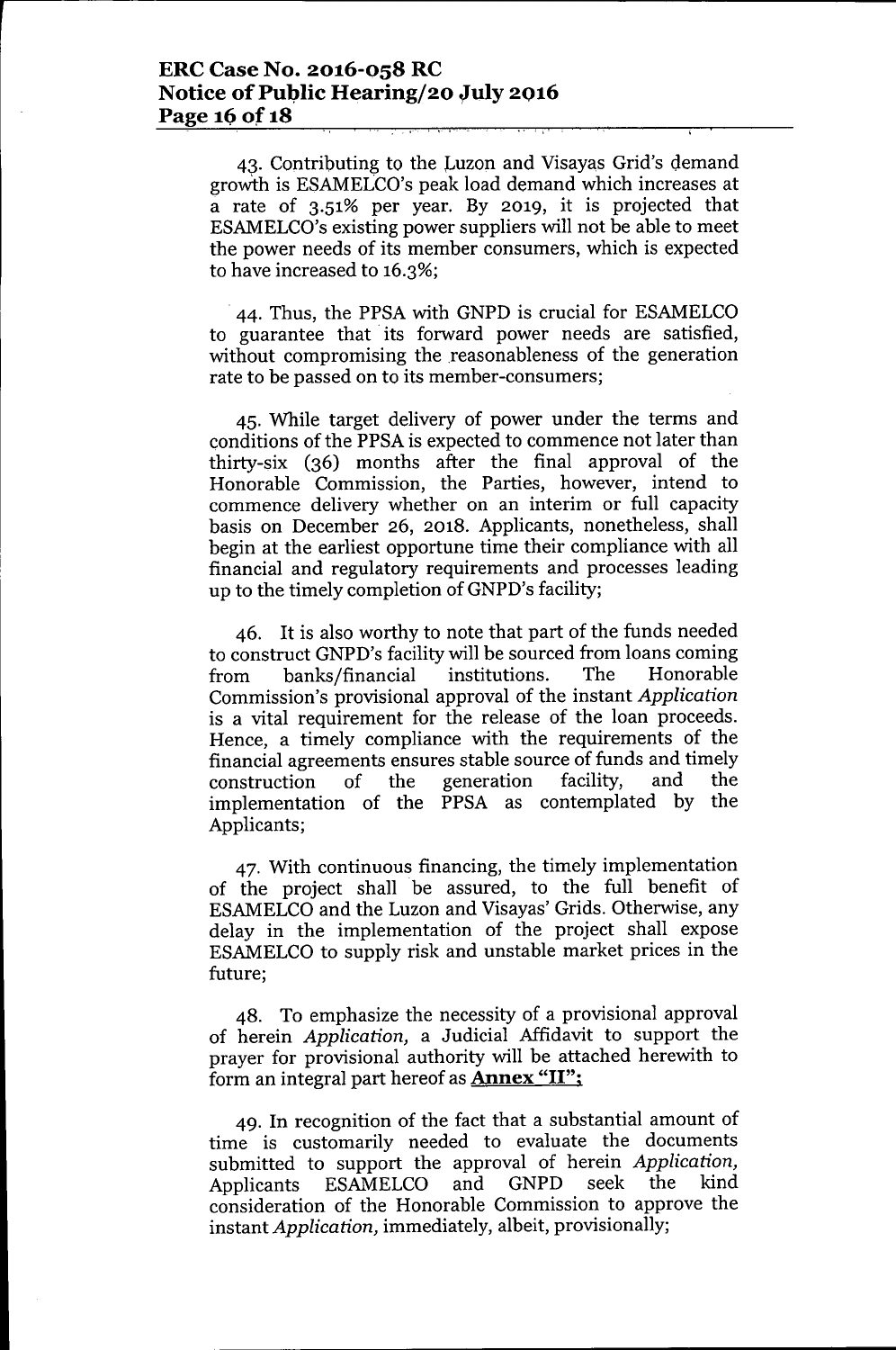43. Contributing to the Luzon and Visayas Grid's demand growth is ESAMELCO's peak load demand which increases at a rate of 3.51% per year. By 2019, it is projected that ESAMELCO's existing power suppliers will not be able to meet the power needs of its member consumers, which is expected to have increased to 16.3%;

44. Thus, the PPSA with GNPD is crucial for ESAMELCO to guarantee that its forward power needs are satisfied, without compromising the reasonableness of the generation rate to be passed on to its member-consumers;

45. While target delivery of power under the terms and conditions of the PPSA is expected to commence not later than thirty-six (36) months after the final approval of the Honorable Commission, the Parties, however, intend to commence delivery whether on an interim or full capacity basis on December 26, 2018. Applicants, nonetheless, shall begin at the earliest opportune time their compliance with all financial and regulatory requirements and processes leading up to the timely completion of GNPD's facility;

46. It is also worthy to note that part of the funds needed to construct GNPD's facility will be sourced from loans coming from banks/financial institutions. The Honorable Commission's provisional approval of the instant *Application* is a vital requirement for the release of the loan proceeds. Hence, a timely compliance with the requirements of the financial agreements ensures stable source of funds and timely construction of the generation facility, and the implementation of the PPSA as contemplated by the Applicants;

47. With continuous financing, the timely implementation of the project shall be assured, to the full benefit of ESAMELCO and the Luzon and Visayas' Grids. Otherwise, any delay in the implementation of the project shall expose ESAMELCO to supply risk and unstable market prices in the future;

48. To emphasize the necessity of a provisional approval of herein *Application*, a Judicial Affidavit to support the prayer for provisional authority will be attached herewith to form an integral part hereof as **Annex "II"**;

49. In recognition of the fact that a substantial amount of time is customarily needed to evaluate the documents submitted to support the approval of herein *Application*, Applicants ESAMELCO and GNPD seek the kind consideration of the Honorable Commission to approve the instant *Application*, immediately, albeit, provisionally;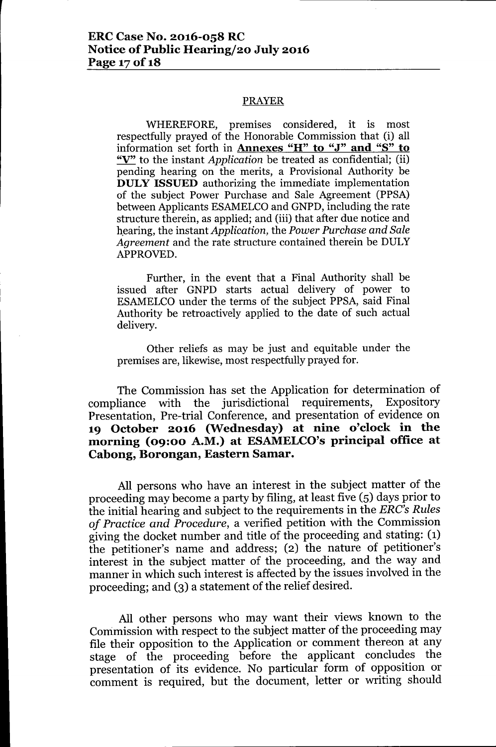## PRAYER

WHEREFORE, premises considered, it is most respectfully prayed of the Honorable Commission that (i) all information set forth in **Annexes "H" to "J" and "S" to "V"** to the instant *Application* be treated as confidential; (ii) pending hearing on the merits, a Provisional Authority be **DULY ISSUED** authorizing the immediate implementation of the subject Power Purchase and Sale Agreement (PPSA) between Applicants ESAMELCO and GNPD, including the rate structure therein, as applied; and (iii) that after due notice and hearing, the instant *Application*, the *Power Purchase and Sale Agreement* and the rate structure contained therein be DULY APPROVED.

Further, in the event that a Final Authority shall be issued after GNPD starts actual delivery of power to ESAMELCO under the terms of the subject PPSA, said Final Authority be retroactively applied to the date of such actual delivery.

Other reliefs as may be just and equitable under the premises are, likewise, most respectfully prayed for.

The Commission has set the Application for determination of compliance with the jurisdictional requirements, Expository Presentation, Pre-trial Conference, and presentation of evidence on **19 October 2016 (Wednesday) at nine o'clock in the morning (09:00 A.M.) at ESAMELCO's principal office at Cabong, Borongan, Eastern Samar.**

All persons who have an interest in the subject matter of the proceeding may become a party by filing, at least five (5) days prior to the initial hearing and subject to the requirements in the *ERC's Rules of Practice and Procedure*, a verified petition with the Commission giving the docket number and title of the proceeding and stating: (1) the petitioner's name and address; (2) the nature of petitioner's interest in the subject matter of the proceeding, and the way and manner in which such interest is affected by the issues involved in the proceeding; and (3) a statement of the relief desired.

All other persons who may want their views known to the Commission with respect to the subject matter of the proceeding may file their opposition to the Application or comment thereon at any stage of the proceeding before the applicant concludes the presentation of its evidence. No particular form of opposition or comment is required, but the document, letter or writing should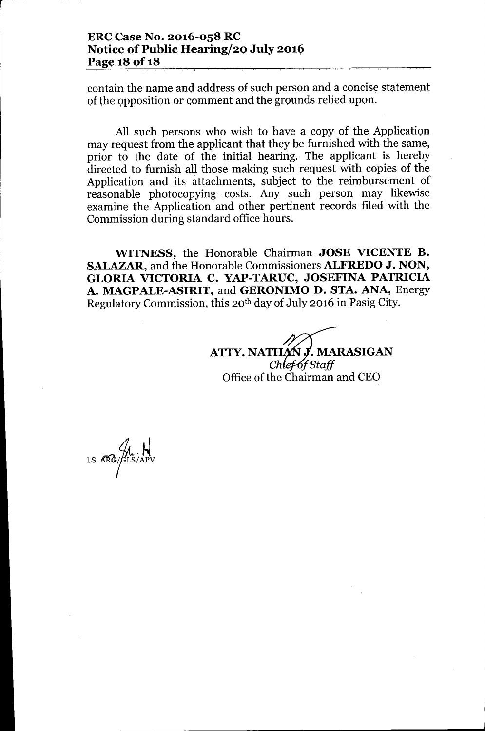contain the name and address of such person and a concise statement of the opposition or comment and the grounds relied upon.

All such persons who wish to have a copy of the Application may request from the applicant that they be furnished with the same, prior to the date of the initial hearing. The applicant is hereby directed to furnish all those making such request with copies of the Application and its attachments, subject to the reimbursement of reasonable photocopying costs. Any such person may likewise examine the Application and other pertinent records filed with the Commission during standard office hours.

**WITNESS**, the Honorable Chairman **JOSE VICENTE B. SALAZAR**, and the Honorable Commissioners **ALFREDO J. NON, GLORIA VICTORIA C. YAP-TARUC, JOSEFINA PATRICIA A. MAGPALE-ASIRIT**, and **GERONIMO D. STA. ANA**, Energy Regulatory Commission, this 20th day of July 2016 in Pasig City.

**ATTY. NATHAN J. MARASIGAN**
*Chief of Staff*
Office of the Chairman and CEO

LS: ARG/GLS/APV